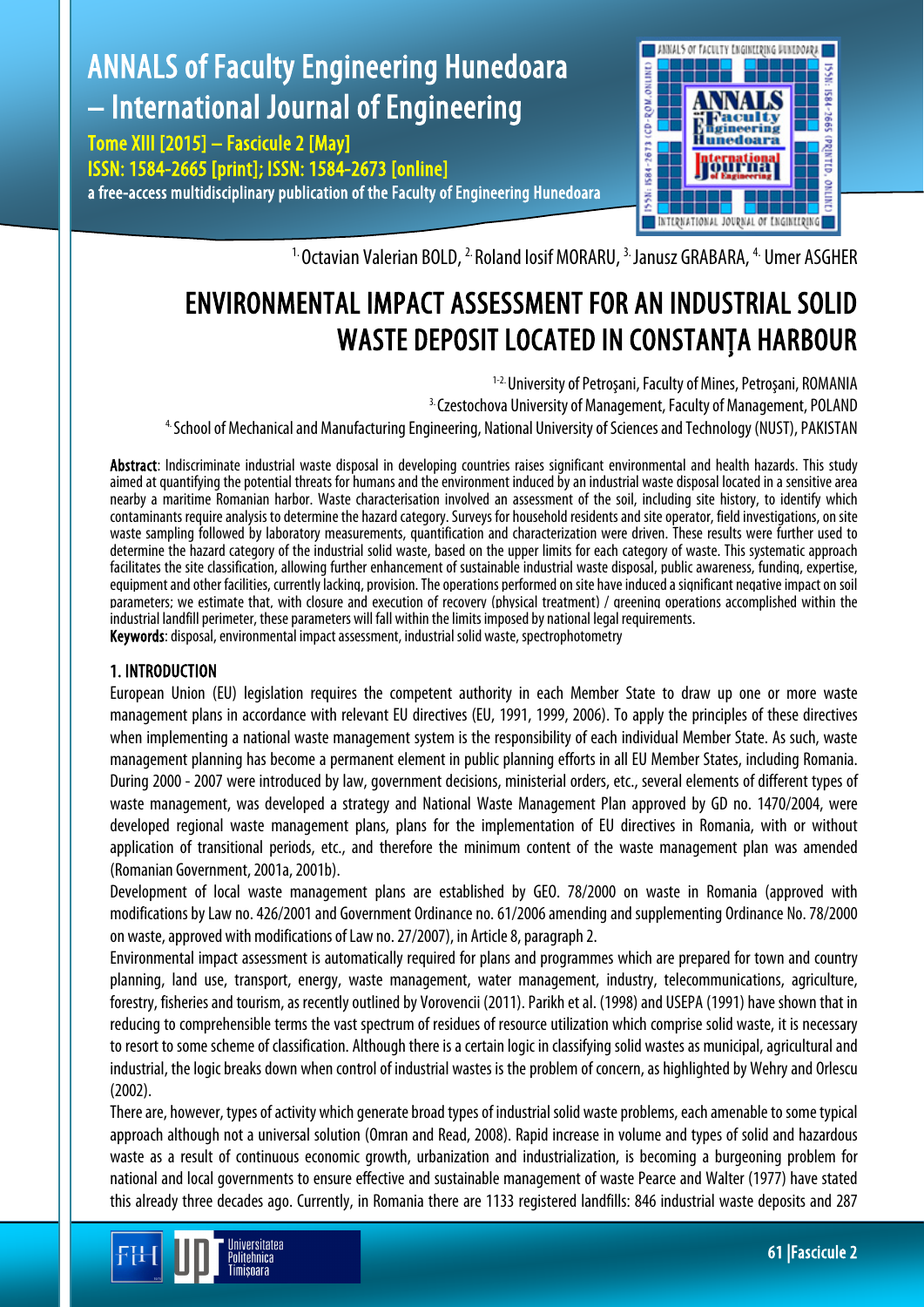[1.] Octavian Valerian BOLD, [2.] Roland Iosif MORARU, [3.] Janusz GRABARA, [4.] Umer ASGHER

# ENVIRONMENTAL IMPACT ASSESSMENT FOR AN INDUSTRIAL SOLID WASTE DEPOSIT LOCATED IN CONSTANȚA HARBOUR

[1-2.] University of Petroşani, Faculty of Mines, Petroşani, ROMANIA
[3.] Czestochova University of Management, Faculty of Management, POLAND
[4.] School of Mechanical and Manufacturing Engineering, National University of Sciences and Technology (NUST), PAKISTAN

**Abstract**: Indiscriminate industrial waste disposal in developing countries raises significant environmental and health hazards. This study aimed at quantifying the potential threats for humans and the environment induced by an industrial waste disposal located in a sensitive area nearby a maritime Romanian harbor. Waste characterisation involved an assessment of the soil, including site history, to identify which contaminants require analysis to determine the hazard category. Surveys for household residents and site operator, field investigations, on site waste sampling followed by laboratory measurements, quantification and characterization were driven. These results were further used to determine the hazard category of the industrial solid waste, based on the upper limits for each category of waste. This systematic approach facilitates the site classification, allowing further enhancement of sustainable industrial waste disposal, public awareness, funding, expertise, equipment and other facilities, currently lacking, provision. The operations performed on site have induced a significant negative impact on soil parameters; we estimate that, with closure and execution of recovery (physical treatment) / greening operations accomplished within the industrial landfill perimeter, these parameters will fall within the limits imposed by national legal requirements.

**Keywords**: disposal, environmental impact assessment, industrial solid waste, spectrophotometry

## 1. INTRODUCTION

European Union (EU) legislation requires the competent authority in each Member State to draw up one or more waste management plans in accordance with relevant EU directives (EU, 1991, 1999, 2006). To apply the principles of these directives when implementing a national waste management system is the responsibility of each individual Member State. As such, waste management planning has become a permanent element in public planning efforts in all EU Member States, including Romania. During 2000 - 2007 were introduced by law, government decisions, ministerial orders, etc., several elements of different types of waste management, was developed a strategy and National Waste Management Plan approved by GD no. 1470/2004, were developed regional waste management plans, plans for the implementation of EU directives in Romania, with or without application of transitional periods, etc., and therefore the minimum content of the waste management plan was amended (Romanian Government, 2001a, 2001b).

Development of local waste management plans are established by GEO. 78/2000 on waste in Romania (approved with modifications by Law no. 426/2001 and Government Ordinance no. 61/2006 amending and supplementing Ordinance No. 78/2000 on waste, approved with modifications of Law no. 27/2007), in Article 8, paragraph 2.

Environmental impact assessment is automatically required for plans and programmes which are prepared for town and country planning, land use, transport, energy, waste management, water management, industry, telecommunications, agriculture, forestry, fisheries and tourism, as recently outlined by Vorovencii (2011). Parikh et al. (1998) and USEPA (1991) have shown that in reducing to comprehensible terms the vast spectrum of residues of resource utilization which comprise solid waste, it is necessary to resort to some scheme of classification. Although there is a certain logic in classifying solid wastes as municipal, agricultural and industrial, the logic breaks down when control of industrial wastes is the problem of concern, as highlighted by Wehry and Orlescu (2002).

There are, however, types of activity which generate broad types of industrial solid waste problems, each amenable to some typical approach although not a universal solution (Omran and Read, 2008). Rapid increase in volume and types of solid and hazardous waste as a result of continuous economic growth, urbanization and industrialization, is becoming a burgeoning problem for national and local governments to ensure effective and sustainable management of waste Pearce and Walter (1977) have stated this already three decades ago. Currently, in Romania there are 1133 registered landfills: 846 industrial waste deposits and 287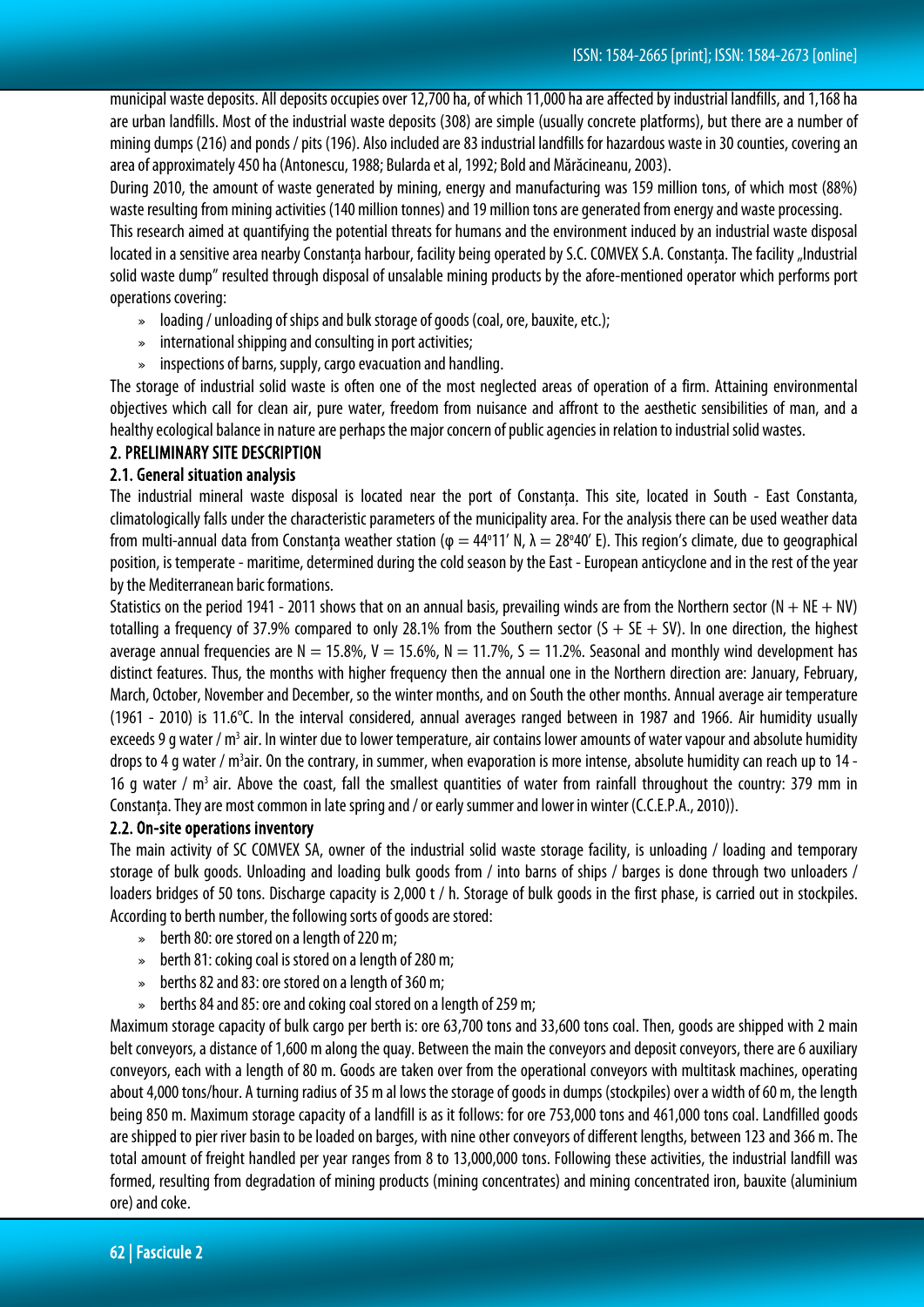municipal waste deposits. All deposits occupies over 12,700 ha, of which 11,000 ha are affected by industrial landfills, and 1,168 ha are urban landfills. Most of the industrial waste deposits (308) are simple (usually concrete platforms), but there are a number of mining dumps (216) and ponds / pits (196). Also included are 83 industrial landfills for hazardous waste in 30 counties, covering an area of approximately 450 ha (Antonescu, 1988; Bularda et al, 1992; Bold and Mărăcineanu, 2003).

During 2010, the amount of waste generated by mining, energy and manufacturing was 159 million tons, of which most (88%) waste resulting from mining activities (140 million tonnes) and 19 million tons are generated from energy and waste processing.

This research aimed at quantifying the potential threats for humans and the environment induced by an industrial waste disposal located in a sensitive area nearby Constanța harbour, facility being operated by S.C. COMVEX S.A. Constanța. The facility „Industrial solid waste dump" resulted through disposal of unsalable mining products by the afore-mentioned operator which performs port operations covering:

- loading / unloading of ships and bulk storage of goods (coal, ore, bauxite, etc.);
- international shipping and consulting in port activities;
- inspections of barns, supply, cargo evacuation and handling.

The storage of industrial solid waste is often one of the most neglected areas of operation of a firm. Attaining environmental objectives which call for clean air, pure water, freedom from nuisance and affront to the aesthetic sensibilities of man, and a healthy ecological balance in nature are perhaps the major concern of public agencies in relation to industrial solid wastes.

## 2. PRELIMINARY SITE DESCRIPTION

### 2.1. General situation analysis

The industrial mineral waste disposal is located near the port of Constanța. This site, located in South - East Constanta, climatologically falls under the characteristic parameters of the municipality area. For the analysis there can be used weather data from multi-annual data from Constanța weather station ($\varphi = 44°11'$ N, $\lambda = 28°40'$ E). This region's climate, due to geographical position, is temperate - maritime, determined during the cold season by the East - European anticyclone and in the rest of the year by the Mediterranean baric formations.

Statistics on the period 1941 - 2011 shows that on an annual basis, prevailing winds are from the Northern sector (N + NE + NV) totalling a frequency of 37.9% compared to only 28.1% from the Southern sector (S + SE + SV). In one direction, the highest average annual frequencies are N = 15.8%, V = 15.6%, N = 11.7%, S = 11.2%. Seasonal and monthly wind development has distinct features. Thus, the months with higher frequency then the annual one in the Northern direction are: January, February, March, October, November and December, so the winter months, and on South the other months. Annual average air temperature (1961 - 2010) is 11.6°C. In the interval considered, annual averages ranged between in 1987 and 1966. Air humidity usually exceeds 9 g water / m$^3$ air. In winter due to lower temperature, air contains lower amounts of water vapour and absolute humidity drops to 4 g water / m$^3$air. On the contrary, in summer, when evaporation is more intense, absolute humidity can reach up to 14 - 16 g water / m$^3$ air. Above the coast, fall the smallest quantities of water from rainfall throughout the country: 379 mm in Constanța. They are most common in late spring and / or early summer and lower in winter (C.C.E.P.A., 2010)).

### 2.2. On-site operations inventory

The main activity of SC COMVEX SA, owner of the industrial solid waste storage facility, is unloading / loading and temporary storage of bulk goods. Unloading and loading bulk goods from / into barns of ships / barges is done through two unloaders / loaders bridges of 50 tons. Discharge capacity is 2,000 t / h. Storage of bulk goods in the first phase, is carried out in stockpiles. According to berth number, the following sorts of goods are stored:

- berth 80: ore stored on a length of 220 m;
- berth 81: coking coal is stored on a length of 280 m;
- berths 82 and 83: ore stored on a length of 360 m;
- berths 84 and 85: ore and coking coal stored on a length of 259 m;

Maximum storage capacity of bulk cargo per berth is: ore 63,700 tons and 33,600 tons coal. Then, goods are shipped with 2 main belt conveyors, a distance of 1,600 m along the quay. Between the main the conveyors and deposit conveyors, there are 6 auxiliary conveyors, each with a length of 80 m. Goods are taken over from the operational conveyors with multitask machines, operating about 4,000 tons/hour. A turning radius of 35 m al lows the storage of goods in dumps (stockpiles) over a width of 60 m, the length being 850 m. Maximum storage capacity of a landfill is as it follows: for ore 753,000 tons and 461,000 tons coal. Landfilled goods are shipped to pier river basin to be loaded on barges, with nine other conveyors of different lengths, between 123 and 366 m. The total amount of freight handled per year ranges from 8 to 13,000,000 tons. Following these activities, the industrial landfill was formed, resulting from degradation of mining products (mining concentrates) and mining concentrated iron, bauxite (aluminium ore) and coke.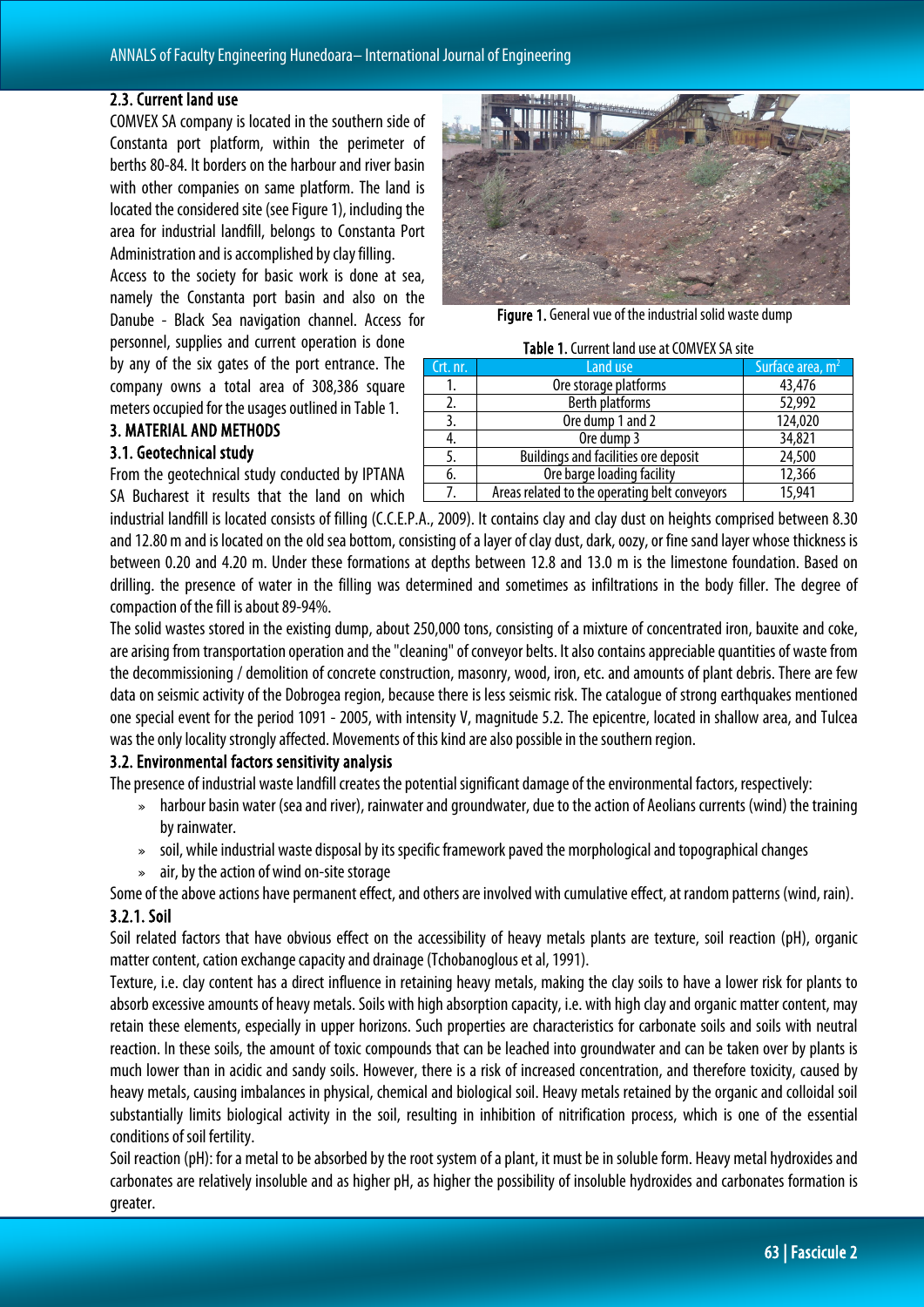### 2.3. Current land use

COMVEX SA company is located in the southern side of Constanta port platform, within the perimeter of berths 80-84. It borders on the harbour and river basin with other companies on same platform. The land is located the considered site (see Figure 1), including the area for industrial landfill, belongs to Constanta Port Administration and is accomplished by clay filling.

Access to the society for basic work is done at sea, namely the Constanta port basin and also on the Danube - Black Sea navigation channel. Access for personnel, supplies and current operation is done by any of the six gates of the port entrance. The company owns a total area of 308,386 square meters occupied for the usages outlined in Table 1.

**Figure 1.** General vue of the industrial solid waste dump

**Table 1.** Current land use at COMVEX SA site

| Crt. nr. | Land use | Surface area, m$^2$ |
|---|---|---|
| 1. | Ore storage platforms | 43,476 |
| 2. | Berth platforms | 52,992 |
| 3. | Ore dump 1 and 2 | 124,020 |
| 4. | Ore dump 3 | 34,821 |
| 5. | Buildings and facilities ore deposit | 24,500 |
| 6. | Ore barge loading facility | 12,366 |
| 7. | Areas related to the operating belt conveyors | 15,941 |

## 3. MATERIAL AND METHODS

### 3.1. Geotechnical study

From the geotechnical study conducted by IPTANA SA Bucharest it results that the land on which industrial landfill is located consists of filling (C.C.E.P.A., 2009). It contains clay and clay dust on heights comprised between 8.30 and 12.80 m and is located on the old sea bottom, consisting of a layer of clay dust, dark, oozy, or fine sand layer whose thickness is between 0.20 and 4.20 m. Under these formations at depths between 12.8 and 13.0 m is the limestone foundation. Based on drilling. the presence of water in the filling was determined and sometimes as infiltrations in the body filler. The degree of compaction of the fill is about 89-94%.

The solid wastes stored in the existing dump, about 250,000 tons, consisting of a mixture of concentrated iron, bauxite and coke, are arising from transportation operation and the "cleaning" of conveyor belts. It also contains appreciable quantities of waste from the decommissioning / demolition of concrete construction, masonry, wood, iron, etc. and amounts of plant debris. There are few data on seismic activity of the Dobrogea region, because there is less seismic risk. The catalogue of strong earthquakes mentioned one special event for the period 1091 - 2005, with intensity V, magnitude 5.2. The epicentre, located in shallow area, and Tulcea was the only locality strongly affected. Movements of this kind are also possible in the southern region.

### 3.2. Environmental factors sensitivity analysis

The presence of industrial waste landfill creates the potential significant damage of the environmental factors, respectively:

- harbour basin water (sea and river), rainwater and groundwater, due to the action of Aeolians currents (wind) the training by rainwater.
- soil, while industrial waste disposal by its specific framework paved the morphological and topographical changes
- air, by the action of wind on-site storage

Some of the above actions have permanent effect, and others are involved with cumulative effect, at random patterns (wind, rain).

#### 3.2.1. Soil

Soil related factors that have obvious effect on the accessibility of heavy metals plants are texture, soil reaction (pH), organic matter content, cation exchange capacity and drainage (Tchobanoglous et al, 1991).

Texture, i.e. clay content has a direct influence in retaining heavy metals, making the clay soils to have a lower risk for plants to absorb excessive amounts of heavy metals. Soils with high absorption capacity, i.e. with high clay and organic matter content, may retain these elements, especially in upper horizons. Such properties are characteristics for carbonate soils and soils with neutral reaction. In these soils, the amount of toxic compounds that can be leached into groundwater and can be taken over by plants is much lower than in acidic and sandy soils. However, there is a risk of increased concentration, and therefore toxicity, caused by heavy metals, causing imbalances in physical, chemical and biological soil. Heavy metals retained by the organic and colloidal soil substantially limits biological activity in the soil, resulting in inhibition of nitrification process, which is one of the essential conditions of soil fertility.

Soil reaction (pH): for a metal to be absorbed by the root system of a plant, it must be in soluble form. Heavy metal hydroxides and carbonates are relatively insoluble and as higher pH, as higher the possibility of insoluble hydroxides and carbonates formation is greater.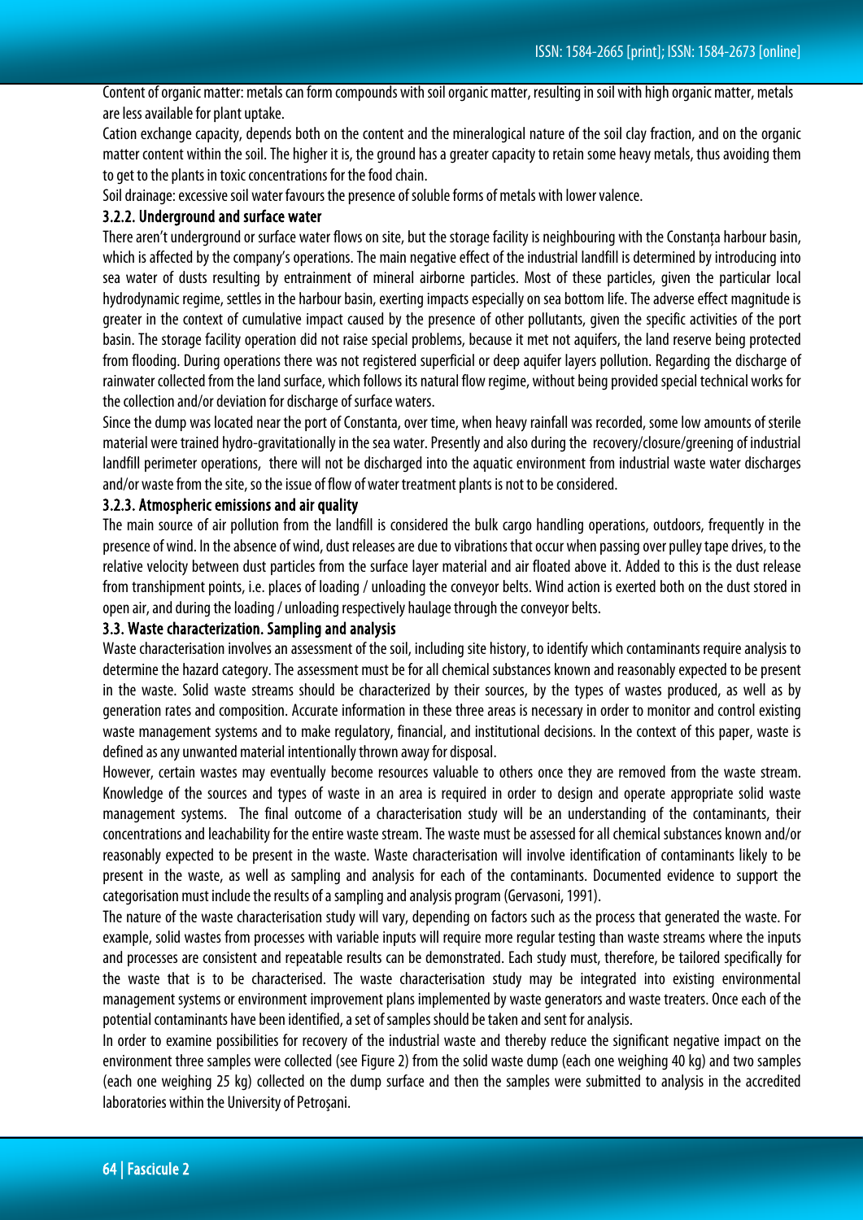Content of organic matter: metals can form compounds with soil organic matter, resulting in soil with high organic matter, metals are less available for plant uptake.

Cation exchange capacity, depends both on the content and the mineralogical nature of the soil clay fraction, and on the organic matter content within the soil. The higher it is, the ground has a greater capacity to retain some heavy metals, thus avoiding them to get to the plants in toxic concentrations for the food chain.

Soil drainage: excessive soil water favours the presence of soluble forms of metals with lower valence.

### 3.2.2. Underground and surface water

There aren't underground or surface water flows on site, but the storage facility is neighbouring with the Constanța harbour basin, which is affected by the company's operations. The main negative effect of the industrial landfill is determined by introducing into sea water of dusts resulting by entrainment of mineral airborne particles. Most of these particles, given the particular local hydrodynamic regime, settles in the harbour basin, exerting impacts especially on sea bottom life. The adverse effect magnitude is greater in the context of cumulative impact caused by the presence of other pollutants, given the specific activities of the port basin. The storage facility operation did not raise special problems, because it met not aquifers, the land reserve being protected from flooding. During operations there was not registered superficial or deep aquifer layers pollution. Regarding the discharge of rainwater collected from the land surface, which follows its natural flow regime, without being provided special technical works for the collection and/or deviation for discharge of surface waters.

Since the dump was located near the port of Constanta, over time, when heavy rainfall was recorded, some low amounts of sterile material were trained hydro-gravitationally in the sea water. Presently and also during the recovery/closure/greening of industrial landfill perimeter operations, there will not be discharged into the aquatic environment from industrial waste water discharges and/or waste from the site, so the issue of flow of water treatment plants is not to be considered.

### 3.2.3. Atmospheric emissions and air quality

The main source of air pollution from the landfill is considered the bulk cargo handling operations, outdoors, frequently in the presence of wind. In the absence of wind, dust releases are due to vibrations that occur when passing over pulley tape drives, to the relative velocity between dust particles from the surface layer material and air floated above it. Added to this is the dust release from transhipment points, i.e. places of loading / unloading the conveyor belts. Wind action is exerted both on the dust stored in open air, and during the loading / unloading respectively haulage through the conveyor belts.

## 3.3. Waste characterization. Sampling and analysis

Waste characterisation involves an assessment of the soil, including site history, to identify which contaminants require analysis to determine the hazard category. The assessment must be for all chemical substances known and reasonably expected to be present in the waste. Solid waste streams should be characterized by their sources, by the types of wastes produced, as well as by generation rates and composition. Accurate information in these three areas is necessary in order to monitor and control existing waste management systems and to make regulatory, financial, and institutional decisions. In the context of this paper, waste is defined as any unwanted material intentionally thrown away for disposal.

However, certain wastes may eventually become resources valuable to others once they are removed from the waste stream. Knowledge of the sources and types of waste in an area is required in order to design and operate appropriate solid waste management systems. The final outcome of a characterisation study will be an understanding of the contaminants, their concentrations and leachability for the entire waste stream. The waste must be assessed for all chemical substances known and/or reasonably expected to be present in the waste. Waste characterisation will involve identification of contaminants likely to be present in the waste, as well as sampling and analysis for each of the contaminants. Documented evidence to support the categorisation must include the results of a sampling and analysis program (Gervasoni, 1991).

The nature of the waste characterisation study will vary, depending on factors such as the process that generated the waste. For example, solid wastes from processes with variable inputs will require more regular testing than waste streams where the inputs and processes are consistent and repeatable results can be demonstrated. Each study must, therefore, be tailored specifically for the waste that is to be characterised. The waste characterisation study may be integrated into existing environmental management systems or environment improvement plans implemented by waste generators and waste treaters. Once each of the potential contaminants have been identified, a set of samples should be taken and sent for analysis.

In order to examine possibilities for recovery of the industrial waste and thereby reduce the significant negative impact on the environment three samples were collected (see Figure 2) from the solid waste dump (each one weighing 40 kg) and two samples (each one weighing 25 kg) collected on the dump surface and then the samples were submitted to analysis in the accredited laboratories within the University of Petroşani.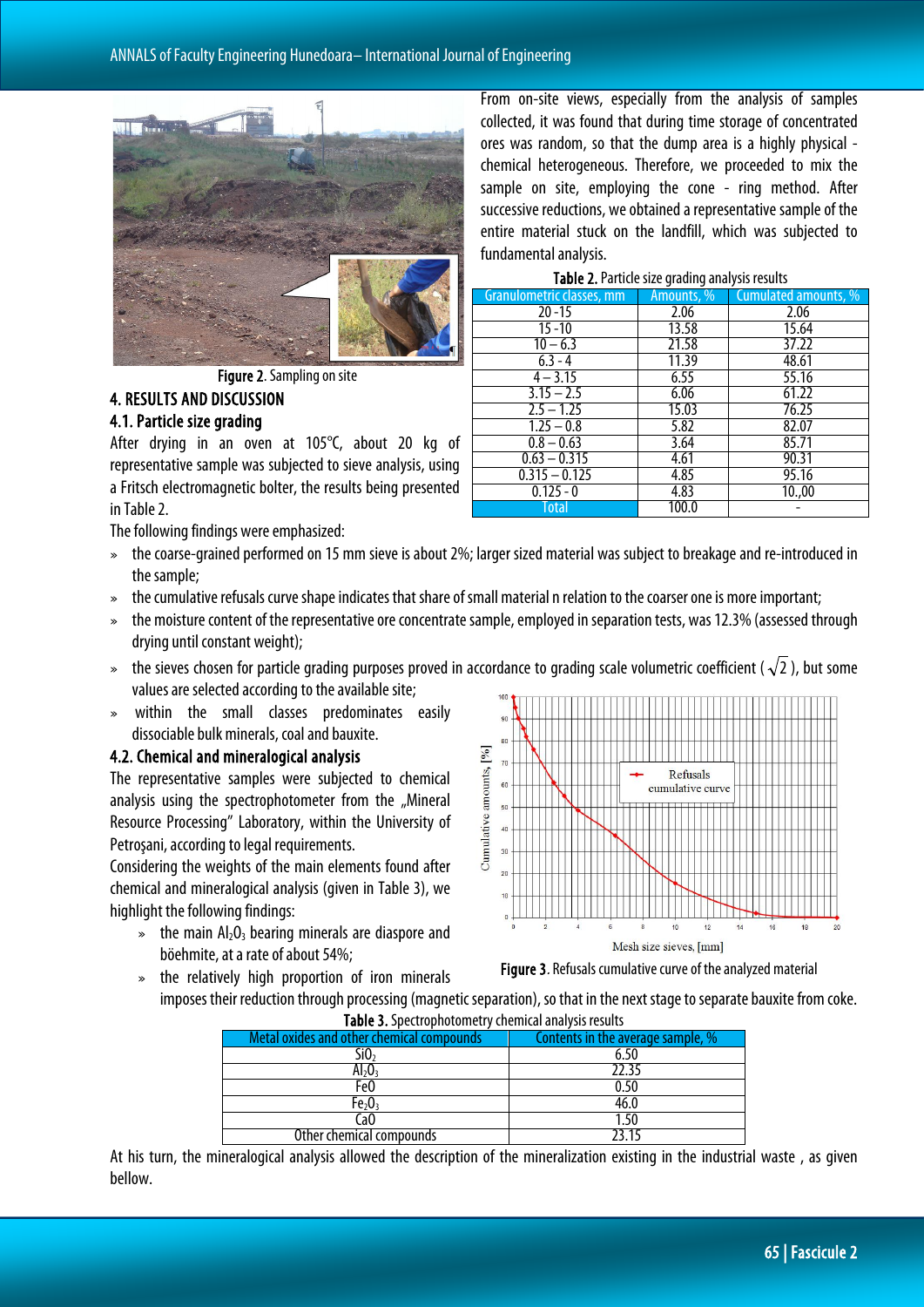Figure 2. Sampling on site

From on-site views, especially from the analysis of samples collected, it was found that during time storage of concentrated ores was random, so that the dump area is a highly physical - chemical heterogeneous. Therefore, we proceeded to mix the sample on site, employing the cone - ring method. After successive reductions, we obtained a representative sample of the entire material stuck on the landfill, which was subjected to fundamental analysis.

## 4. RESULTS AND DISCUSSION

### 4.1. Particle size grading

After drying in an oven at 105°C, about 20 kg of representative sample was subjected to sieve analysis, using a Fritsch electromagnetic bolter, the results being presented in Table 2.

**Table 2.** Particle size grading analysis results

| Granulometric classes, mm | Amounts, % | Cumulated amounts, % |
|---|---|---|
| 20 -15 | 2.06 | 2.06 |
| 15 -10 | 13.58 | 15.64 |
| 10 – 6.3 | 21.58 | 37.22 |
| 6.3 - 4 | 11.39 | 48.61 |
| 4 – 3.15 | 6.55 | 55.16 |
| 3.15 – 2.5 | 6.06 | 61.22 |
| 2.5 – 1.25 | 15.03 | 76.25 |
| 1.25 – 0.8 | 5.82 | 82.07 |
| 0.8 – 0.63 | 3.64 | 85.71 |
| 0.63 – 0.315 | 4.61 | 90.31 |
| 0.315 – 0.125 | 4.85 | 95.16 |
| 0.125 - 0 | 4.83 | 10.,00 |
| Total | 100.0 | - |

The following findings were emphasized:

» the coarse-grained performed on 15 mm sieve is about 2%; larger sized material was subject to breakage and re-introduced in the sample;

» the cumulative refusals curve shape indicates that share of small material n relation to the coarser one is more important;

» the moisture content of the representative ore concentrate sample, employed in separation tests, was 12.3% (assessed through drying until constant weight);

» the sieves chosen for particle grading purposes proved in accordance to grading scale volumetric coefficient ( $\sqrt{2}$ ), but some values are selected according to the available site;

» within the small classes predominates easily dissociable bulk minerals, coal and bauxite.

Figure 3. Refusals cumulative curve of the analyzed material

### 4.2. Chemical and mineralogical analysis

The representative samples were subjected to chemical analysis using the spectrophotometer from the „Mineral Resource Processing" Laboratory, within the University of Petroşani, according to legal requirements.

Considering the weights of the main elements found after chemical and mineralogical analysis (given in Table 3), we highlight the following findings:

» the main $Al_2O_3$ bearing minerals are diaspore and böehmite, at a rate of about 54%;

» the relatively high proportion of iron minerals imposes their reduction through processing (magnetic separation), so that in the next stage to separate bauxite from coke.

**Table 3.** Spectrophotometry chemical analysis results

| Metal oxides and other chemical compounds | Contents in the average sample, % |
|---|---|
| $SiO_2$ | 6.50 |
| $Al_2O_3$ | 22.35 |
| FeO | 0.50 |
| $Fe_2O_3$ | 46.0 |
| CaO | 1.50 |
| Other chemical compounds | 23.15 |

At his turn, the mineralogical analysis allowed the description of the mineralization existing in the industrial waste , as given bellow.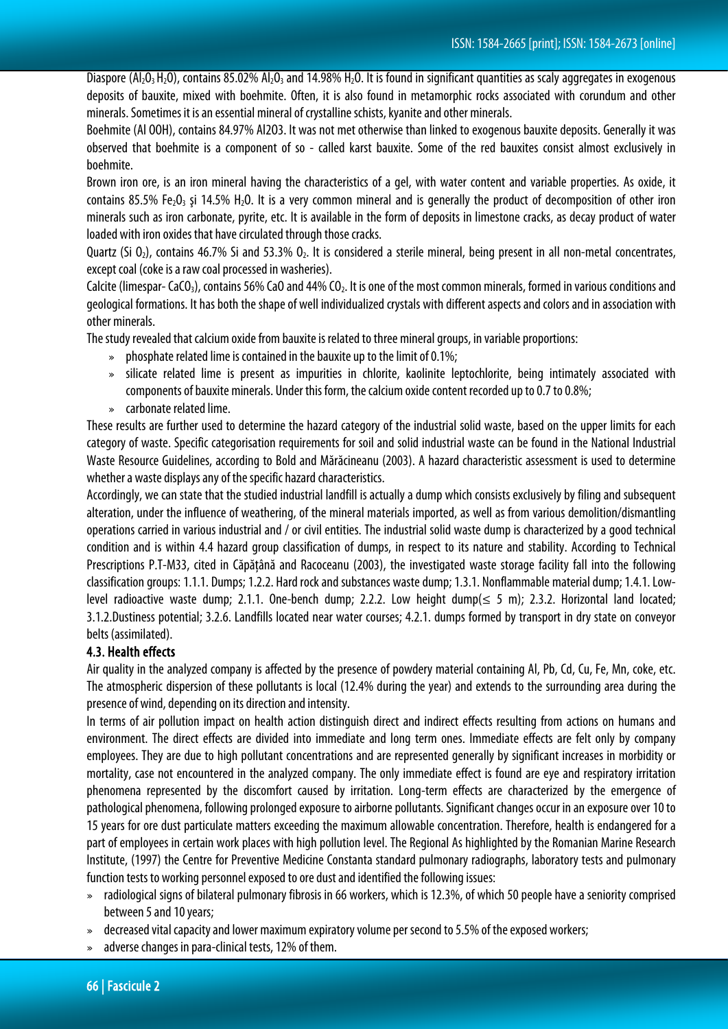Diaspore ($Al_2O_3 H_2O$), contains 85.02% $Al_2O_3$ and 14.98% $H_2O$. It is found in significant quantities as scaly aggregates in exogenous deposits of bauxite, mixed with boehmite. Often, it is also found in metamorphic rocks associated with corundum and other minerals. Sometimes it is an essential mineral of crystalline schists, kyanite and other minerals.

Boehmite (Al OOH), contains 84.97% Al2O3. It was not met otherwise than linked to exogenous bauxite deposits. Generally it was observed that boehmite is a component of so - called karst bauxite. Some of the red bauxites consist almost exclusively in boehmite.

Brown iron ore, is an iron mineral having the characteristics of a gel, with water content and variable properties. As oxide, it contains 85.5% $Fe_2O_3$ şi 14.5% $H_2O$. It is a very common mineral and is generally the product of decomposition of other iron minerals such as iron carbonate, pyrite, etc. It is available in the form of deposits in limestone cracks, as decay product of water loaded with iron oxides that have circulated through those cracks.

Quartz (Si $O_2$), contains 46.7% Si and 53.3% $O_2$. It is considered a sterile mineral, being present in all non-metal concentrates, except coal (coke is a raw coal processed in washeries).

Calcite (limespar- $CaCO_3$), contains 56% CaO and 44% $CO_2$. It is one of the most common minerals, formed in various conditions and geological formations. It has both the shape of well individualized crystals with different aspects and colors and in association with other minerals.

The study revealed that calcium oxide from bauxite is related to three mineral groups, in variable proportions:

- phosphate related lime is contained in the bauxite up to the limit of 0.1%;
- silicate related lime is present as impurities in chlorite, kaolinite leptochlorite, being intimately associated with components of bauxite minerals. Under this form, the calcium oxide content recorded up to 0.7 to 0.8%;
- carbonate related lime.

These results are further used to determine the hazard category of the industrial solid waste, based on the upper limits for each category of waste. Specific categorisation requirements for soil and solid industrial waste can be found in the National Industrial Waste Resource Guidelines, according to Bold and Mărăcineanu (2003). A hazard characteristic assessment is used to determine whether a waste displays any of the specific hazard characteristics.

Accordingly, we can state that the studied industrial landfill is actually a dump which consists exclusively by filing and subsequent alteration, under the influence of weathering, of the mineral materials imported, as well as from various demolition/dismantling operations carried in various industrial and / or civil entities. The industrial solid waste dump is characterized by a good technical condition and is within 4.4 hazard group classification of dumps, in respect to its nature and stability. According to Technical Prescriptions P.T-M33, cited in Căpățână and Racoceanu (2003), the investigated waste storage facility fall into the following classification groups: 1.1.1. Dumps; 1.2.2. Hard rock and substances waste dump; 1.3.1. Nonflammable material dump; 1.4.1. Low-level radioactive waste dump; 2.1.1. One-bench dump; 2.2.2. Low height dump($\leq$ 5 m); 2.3.2. Horizontal land located; 3.1.2.Dustiness potential; 3.2.6. Landfills located near water courses; 4.2.1. dumps formed by transport in dry state on conveyor belts (assimilated).

### 4.3. Health effects

Air quality in the analyzed company is affected by the presence of powdery material containing Al, Pb, Cd, Cu, Fe, Mn, coke, etc. The atmospheric dispersion of these pollutants is local (12.4% during the year) and extends to the surrounding area during the presence of wind, depending on its direction and intensity.

In terms of air pollution impact on health action distinguish direct and indirect effects resulting from actions on humans and environment. The direct effects are divided into immediate and long term ones. Immediate effects are felt only by company employees. They are due to high pollutant concentrations and are represented generally by significant increases in morbidity or mortality, case not encountered in the analyzed company. The only immediate effect is found are eye and respiratory irritation phenomena represented by the discomfort caused by irritation. Long-term effects are characterized by the emergence of pathological phenomena, following prolonged exposure to airborne pollutants. Significant changes occur in an exposure over 10 to 15 years for ore dust particulate matters exceeding the maximum allowable concentration. Therefore, health is endangered for a part of employees in certain work places with high pollution level. The Regional As highlighted by the Romanian Marine Research Institute, (1997) the Centre for Preventive Medicine Constanta standard pulmonary radiographs, laboratory tests and pulmonary function tests to working personnel exposed to ore dust and identified the following issues:

- radiological signs of bilateral pulmonary fibrosis in 66 workers, which is 12.3%, of which 50 people have a seniority comprised between 5 and 10 years;
- decreased vital capacity and lower maximum expiratory volume per second to 5.5% of the exposed workers;
- adverse changes in para-clinical tests, 12% of them.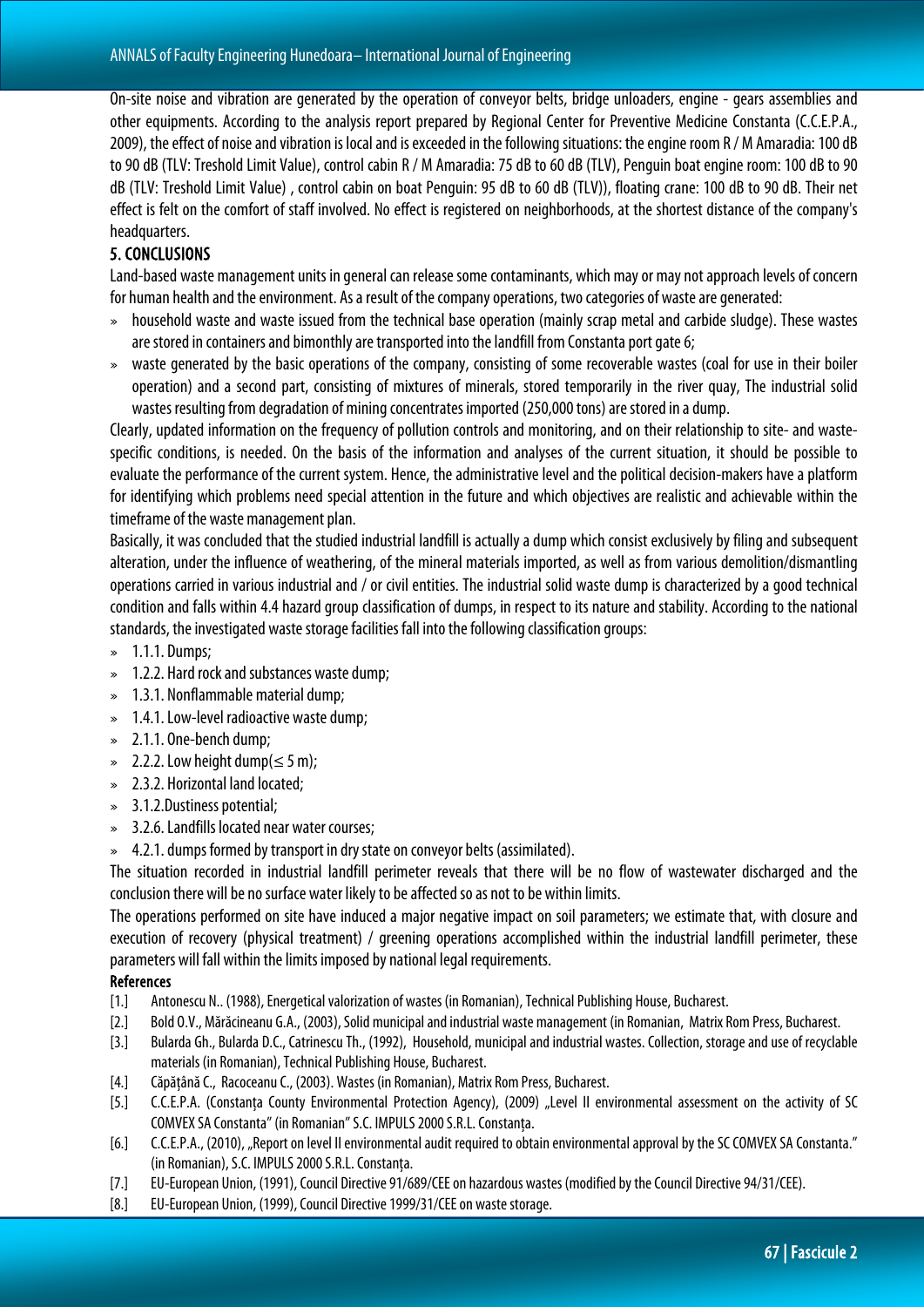On-site noise and vibration are generated by the operation of conveyor belts, bridge unloaders, engine - gears assemblies and other equipments. According to the analysis report prepared by Regional Center for Preventive Medicine Constanta (C.C.E.P.A., 2009), the effect of noise and vibration is local and is exceeded in the following situations: the engine room R / M Amaradia: 100 dB to 90 dB (TLV: Treshold Limit Value), control cabin R / M Amaradia: 75 dB to 60 dB (TLV), Penguin boat engine room: 100 dB to 90 dB (TLV: Treshold Limit Value) , control cabin on boat Penguin: 95 dB to 60 dB (TLV)), floating crane: 100 dB to 90 dB. Their net effect is felt on the comfort of staff involved. No effect is registered on neighborhoods, at the shortest distance of the company's headquarters.

## 5. CONCLUSIONS

Land-based waste management units in general can release some contaminants, which may or may not approach levels of concern for human health and the environment. As a result of the company operations, two categories of waste are generated:

- household waste and waste issued from the technical base operation (mainly scrap metal and carbide sludge). These wastes are stored in containers and bimonthly are transported into the landfill from Constanta port gate 6;
- waste generated by the basic operations of the company, consisting of some recoverable wastes (coal for use in their boiler operation) and a second part, consisting of mixtures of minerals, stored temporarily in the river quay, The industrial solid wastes resulting from degradation of mining concentrates imported (250,000 tons) are stored in a dump.

Clearly, updated information on the frequency of pollution controls and monitoring, and on their relationship to site- and waste-specific conditions, is needed. On the basis of the information and analyses of the current situation, it should be possible to evaluate the performance of the current system. Hence, the administrative level and the political decision-makers have a platform for identifying which problems need special attention in the future and which objectives are realistic and achievable within the timeframe of the waste management plan.

Basically, it was concluded that the studied industrial landfill is actually a dump which consist exclusively by filing and subsequent alteration, under the influence of weathering, of the mineral materials imported, as well as from various demolition/dismantling operations carried in various industrial and / or civil entities. The industrial solid waste dump is characterized by a good technical condition and falls within 4.4 hazard group classification of dumps, in respect to its nature and stability. According to the national standards, the investigated waste storage facilities fall into the following classification groups:

- 1.1.1. Dumps;
- 1.2.2. Hard rock and substances waste dump;
- 1.3.1. Nonflammable material dump;
- 1.4.1. Low-level radioactive waste dump;
- 2.1.1. One-bench dump;
- 2.2.2. Low height dump($\leq$ 5 m);
- 2.3.2. Horizontal land located;
- 3.1.2.Dustiness potential;
- 3.2.6. Landfills located near water courses;
- 4.2.1. dumps formed by transport in dry state on conveyor belts (assimilated).

The situation recorded in industrial landfill perimeter reveals that there will be no flow of wastewater discharged and the conclusion there will be no surface water likely to be affected so as not to be within limits.

The operations performed on site have induced a major negative impact on soil parameters; we estimate that, with closure and execution of recovery (physical treatment) / greening operations accomplished within the industrial landfill perimeter, these parameters will fall within the limits imposed by national legal requirements.

## References

[1.] Antonescu N.. (1988), Energetical valorization of wastes (in Romanian), Technical Publishing House, Bucharest.

[2.] Bold O.V., Mărăcineanu G.A., (2003), Solid municipal and industrial waste management (in Romanian, Matrix Rom Press, Bucharest.

[3.] Bularda Gh., Bularda D.C., Catrinescu Th., (1992), Household, municipal and industrial wastes. Collection, storage and use of recyclable materials (in Romanian), Technical Publishing House, Bucharest.

[4.] Căpățână C., Racoceanu C., (2003). Wastes (in Romanian), Matrix Rom Press, Bucharest.

[5.] C.C.E.P.A. (Constanța County Environmental Protection Agency), (2009) „Level II environmental assessment on the activity of SC COMVEX SA Constanta" (in Romanian" S.C. IMPULS 2000 S.R.L. Constanța.

[6.] C.C.E.P.A., (2010), „Report on level II environmental audit required to obtain environmental approval by the SC COMVEX SA Constanta." (in Romanian), S.C. IMPULS 2000 S.R.L. Constanța.

[7.] EU-European Union, (1991), Council Directive 91/689/CEE on hazardous wastes (modified by the Council Directive 94/31/CEE).

[8.] EU-European Union, (1999), Council Directive 1999/31/CEE on waste storage.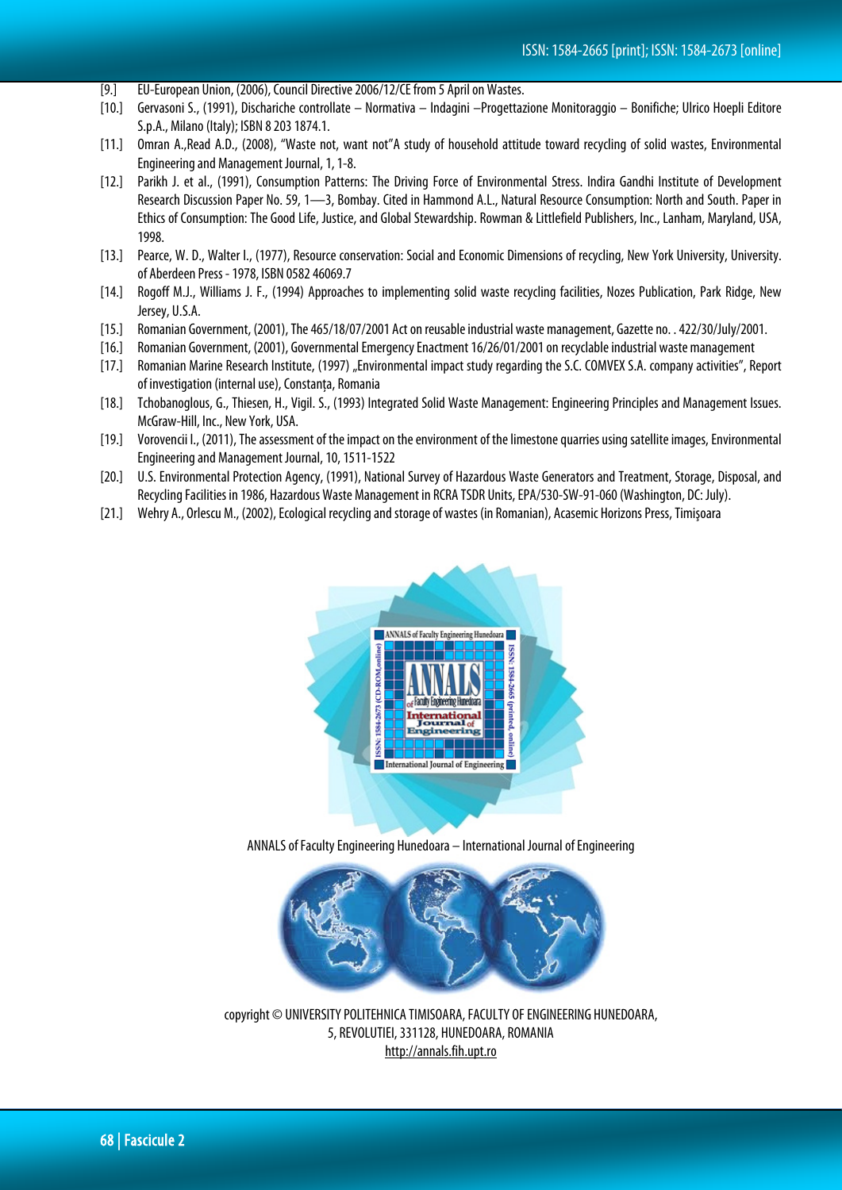[9.] EU-European Union, (2006), Council Directive 2006/12/CE from 5 April on Wastes.

[10.] Gervasoni S., (1991), Dischariche controllate – Normativa – Indagini –Progettazione Monitoraggio – Bonifiche; Ulrico Hoepli Editore S.p.A., Milano (Italy); ISBN 8 203 1874.1.

[11.] Omran A.,Read A.D., (2008), "Waste not, want not"A study of household attitude toward recycling of solid wastes, Environmental Engineering and Management Journal, 1, 1-8.

[12.] Parikh J. et al., (1991), Consumption Patterns: The Driving Force of Environmental Stress. Indira Gandhi Institute of Development Research Discussion Paper No. 59, 1—3, Bombay. Cited in Hammond A.L., Natural Resource Consumption: North and South. Paper in Ethics of Consumption: The Good Life, Justice, and Global Stewardship. Rowman & Littlefield Publishers, Inc., Lanham, Maryland, USA, 1998.

[13.] Pearce, W. D., Walter I., (1977), Resource conservation: Social and Economic Dimensions of recycling, New York University, University. of Aberdeen Press - 1978, ISBN 0582 46069.7

[14.] Rogoff M.J., Williams J. F., (1994) Approaches to implementing solid waste recycling facilities, Nozes Publication, Park Ridge, New Jersey, U.S.A.

[15.] Romanian Government, (2001), The 465/18/07/2001 Act on reusable industrial waste management, Gazette no. . 422/30/July/2001.

[16.] Romanian Government, (2001), Governmental Emergency Enactment 16/26/01/2001 on recyclable industrial waste management

[17.] Romanian Marine Research Institute, (1997) „Environmental impact study regarding the S.C. COMVEX S.A. company activities", Report of investigation (internal use), Constanța, Romania

[18.] Tchobanoglous, G., Thiesen, H., Vigil. S., (1993) Integrated Solid Waste Management: Engineering Principles and Management Issues. McGraw-Hill, Inc., New York, USA.

[19.] Vorovencii I., (2011), The assessment of the impact on the environment of the limestone quarries using satellite images, Environmental Engineering and Management Journal, 10, 1511-1522

[20.] U.S. Environmental Protection Agency, (1991), National Survey of Hazardous Waste Generators and Treatment, Storage, Disposal, and Recycling Facilities in 1986, Hazardous Waste Management in RCRA TSDR Units, EPA/530-SW-91-060 (Washington, DC: July).

[21.] Wehry A., Orlescu M., (2002), Ecological recycling and storage of wastes (in Romanian), Acasemic Horizons Press, Timişoara

ANNALS of Faculty Engineering Hunedoara – International Journal of Engineering

copyright © UNIVERSITY POLITEHNICA TIMISOARA, FACULTY OF ENGINEERING HUNEDOARA,
5, REVOLUTIEI, 331128, HUNEDOARA, ROMANIA
http://annals.fih.upt.ro